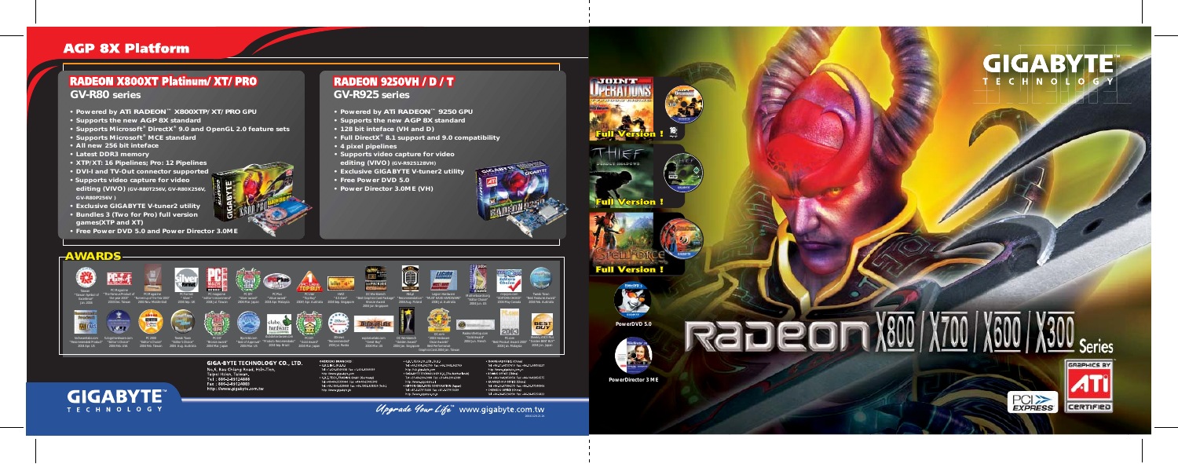## AGP 8X Platform

### RADEON X800XT Platinum/XT/PRO

**GV-R80 series**

- Powered by ATi RADEON™ X800XTP/XT/PRO GPU
- Supports the new AGP 8X standard
- Supports Microsoft® DirectX® 9.0 and OpenGL 2.0 feature sets
- Supports Microsoft® MCE standard
- All new 256 bit inteface
- Latest DDR3 memory
- XTP/XT: 16 Pipelines; Pro: 12 Pipelines
- DVI-I and TV-Out connector supported
- Supports video capture for video editing (VIVO) (GV-R80T256V, GV-R80X256V, GV-R80P256V)
- Exclusive GIGABYTE V-tuner2 utility
- Bundles 3 (Two for Pro) full version games(XTP and XT)
- Free Power DVD 5.0 and Power Director 3.0ME

### RADEON 9250VH/D/T

**GV-R925 series**

- Powered by ATi RADEON™ 9250 GPU
- Supports the new AGP 8X standard
- 128 bit inteface (VH and D)
- Full DirectX® 8.1 support and 9.0 compatibility
- 4 pixel pipelines
- Supports video capture for video editing (VIVO) (GV-R925128VH)
- Exclusive GIGABYTE V-tuner2 utility
- Free Power DVD 5.0
- Power Director 3.0ME (VH)

## AWARDS

**GIGA-BYTE TECHNOLOGY CO., LTD.**
No.6, Bau Chiang Road, Hsin-Tien, Taipei Hsien, Taiwan
Tel : 886-2-89124888
Fax : 886-2-89124000
http://www.gigabyte.com.tw

GIGABYTE TECHNOLOGY

*Upgrade Your Life*™ www.gigabyte.com.tw

GIGABYTE™ TECHNOLOGY

Full Version !

Full Version !

Full Version !

PowerDVD 5.0

PowerDirector 3 ME

RADEON X800/X700/X600/X300 Series

GRAPHICS BY ATI CERTIFIED

PCI EXPRESS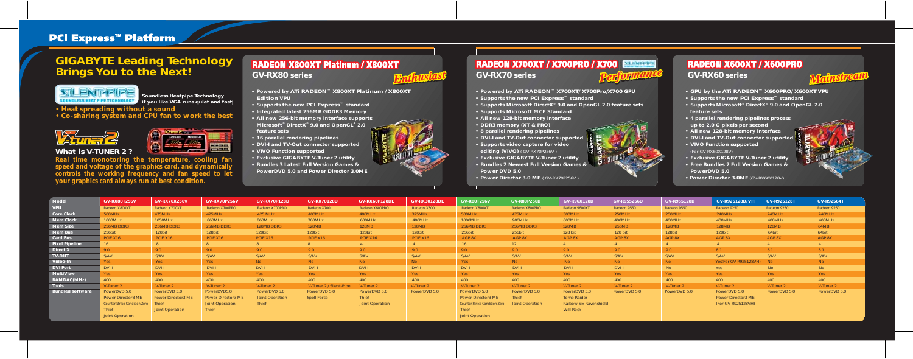## PCI Express™ Platform

# GIGABYTE Leading Technology Brings You to the Next!

SILENT-PIPE
SOUNDLESS HEAT PIPE TECHNOLOGY

**Soundless Heatpipe Technology if you like VGA runs quiet and fast**

- **Heat spreading without a sound**
- **Co-sharing system and CPU fan to work the best**

V-TUNER 2

### What is V-TUNER 2 ?

**Real time monotoring the temperature, cooling fan speed and voltage of the graphics card, and dynamically controls the working frequency and fan speed to let your graphics card always run at best condition.**

## RADEON X800XT Platinum / X800XT

### GV-RX80 series

*Enthusiast*

- **Powered by ATi RADEON™ X800XT Platinum / X800XT Edition VPU**
- **Supports the new PCI Express™ standard**
- **Integrated latest 256MB GDDR3 Memory**
- **All new 256-bit memory interface supports Microsoft® DirectX® 9.0 and OpenGL® 2.0 feature sets**
- **16 parallel rendering pipelines**
- **DVI-I and TV-Out connector supported**
- **VIVO Function supported**
- **Exclusive GIGABYTE V-Tuner 2 utility**
- **Bundles 3 Latest Full Version Games & PowerDVD 5.0 and Power Director 3.0ME**

## RADEON X700XT / X700PRO / X700

### GV-RX70 series

*Performance*

- **Powered by ATi RADEON™ X700XT/X700Pro/X700 GPU**
- **Supports the new PCI Express™ standard**
- **Supports Microsoft DirectX® 9.0 and OpenGL 2.0 feature sets**
- **Supports Microsoft MCE Standard**
- **All new 128-bit memory interface**
- **DDR3 memory (XT & PRO)**
- **8 parallel rendering pipelines**
- **DVI-I and TV-Out connector supported**
- **Supports video capture for video editing (VIVO)** ( GV-RX70P256V )
- **Exclusive GIGABYTE V-Tuner 2 utility**
- **Bundles 2 Newest Full Version Games & Power DVD 5.0**
- **Power Director 3.0 ME** ( GV-RX70P256V )

## RADEON X600XT / X600PRO

### GV-RX60 series

*Mainstream*

- **GPU by the ATi RADEON™ X600PRO/X600XT VPU**
- **Supports the new PCI Express™ standard**
- **Supports Microsoft® DirectX® 9.0 and OpenGL 2.0 feature sets**
- **4 parallel rendering pipelines process up to 2.0 G pixels per second**
- **All new 128-bit memory interface**
- **DVI-I and TV-Out connector supported**
- **VIVO Function supported** (For GV-RX60X128V)
- **Exclusive GIGABYTE V-Tuner 2 utility**
- **Free Bundles 2 Full Version Games & PowerDVD 5.0**
- **Power Director 3.0ME** (GV-RX60X128V)

| Model | GV-RX80T256V | GV-RX70X256V | GV-RX70P256V | GV-RX70P128D | GV-RX70128D | GV-RX60P128DE | GV-RX30128DE | GV-R80T256V | GV-R80P256D | GV-R96X128D | GV-R955256D | GV-R955128D | GV-R925128D/VH | GV-R925128T | GV-R92564T |
|---|---|---|---|---|---|---|---|---|---|---|---|---|---|---|---|
| VPU | Radeon X800XT | Radeon X700XT | Radeon X700PRO | Radeon X700PRO | Radeon X700 | Radeon X600PRO | Radeon X300 | Radeon X800XT | Radeon X800PRO | Radeon 9600XT | Radeon 9550 | Radeon 9550 | Radeon 9250 | Radeon 9250 | Radeon 9250 |
| Core Clock | 500MHz | 475MHz | 425MHz | 425 MHz | 400MHz | 400MHz | 325MHz | 500MHz | 475MHz | 500MHz | 250MHz | 250MHz | 240MHz | 240MHz | 240MHz |
| Mem Clock | 1000MHz | 1050MHz | 860MHz | 860MHz | 700MHz | 600MHz | 400MHz | 1000MHz | 900MHz | 600MHz | 400MHz | 400MHz | 400MHz | 400MHz | 400MHz |
| Mem Size | 256MB DDR3 | 256MB DDR3 | 256MB DDR3 | 128MB DDR3 | 128MB | 128MB | 128MB | 256MB DDR3 | 256MB DDR3 | 128MB | 256MB | 128MB | 128MB | 128MB | 64MB |
| Mem Bus | 256bit | 128bit | 128bit | 128bit | 128bit | 128bit | 128bit | 256bit | 256bit | 128 bit | 128 bit | 128bit | 128bit | 64bit | 64bit |
| Card Bus | PCIE X16 | PCIE X16 | PCIE X16 | PCIE X16 | PCIE X16 | PCIE X16 | PCIE X16 | AGP 8X | AGP 8X | AGP 8X | AGP 8X | AGP 8X | AGP 8X | AGP 8X | AGP 8X |
| Pixel Pipeline | 16 | 8 | 8 | 8 | 8 | 4 | 4 | 16 | 12 | 4 | 4 | 4 | 4 | 4 | 4 |
| Direct X | 9.0 | 9.0 | 9.0 | 9.0 | 9.0 | 9.0 | 9.0 | 9.0 | 9.0 | 9.0 | 9.0 | 9.0 | 8.1 | 8.1 | 8.1 |
| TV-OUT | S/AV | S/AV | S/AV | S/AV | S/AV | S/AV | S/AV | S/AV | S/AV | S/AV | S/AV | S/AV | S/AV | S/AV | S/AV |
| Video-In | Yes | Yes | Yes | No | No | No | No | Yes | No | No | No | No | Yes(For GV-R925128VH) | No | No |
| DVI Port | DVI-I | DVI-I | DVI-I | DVI-I | DVI-I | DVI-I | DVI-I | DVI-I | DVI-I | DVI-I | DVI-I | No | Yes | No | No |
| MultiView | Yes | Yes | Yes | Yes | Yes | Yes | Yes | Yes | Yes | Yes | Yes | Yes | Yes | Yes | Yes |
| RAMDAC(MHz) | 400 | 400 | 400 | 400 | 400 | 400 | 400 | 400 | 400 | 400 | 400 | 400 | 400 | 400 | 400 |
| Tools | V-Tuner 2 | V-Tuner 2 | V-Tuner 2 | V-Tuner 2 | V-Tuner 2 / Silent-Pipe | V-Tuner 2 | V-Tuner 2 | V-Tuner 2 | V-Tuner 2 | V-Tuner 2 | V-Tuner 2 | V-Tuner 2 | V-Tuner 2 | V-Tuner 2 | V-Tuner 2 |
| Bundled software | PowerDVD 5.0<br>Power Director3 ME<br>Counter Strike-Condition Zero<br>Thief<br>Joint Operation | PowerDVD 5.0<br>Power Director3 ME<br>Thief<br>Joint Operation | PowerDVD5.0<br>Power Director3 ME<br>Joint Operation<br>Thief | PowerDVD 5.0<br>Joint Operation<br>Thief | PowerDVD 5.0<br>Spell Force | PowerDVD 5.0<br>Thief<br>Joint Operation | PowerDVD 5.0 | PowerDVD 5.0<br>Power Director3 ME<br>Counter Strike-Condition Zero<br>Thief<br>Joint Operation | PowerDVD 5.0<br>Thief<br>Joint Operation | PowerDVD 5.0<br>Tomb Raider<br>Raibow Six-Ravenshield<br>Will Rock | PowerDVD 5.0 | PowerDVD 5.0 | PowerDVD 5.0<br>Power Director3 ME<br>(For GV-R925128VH) | PowerDVD 5.0 | PowerDVD 5.0 |